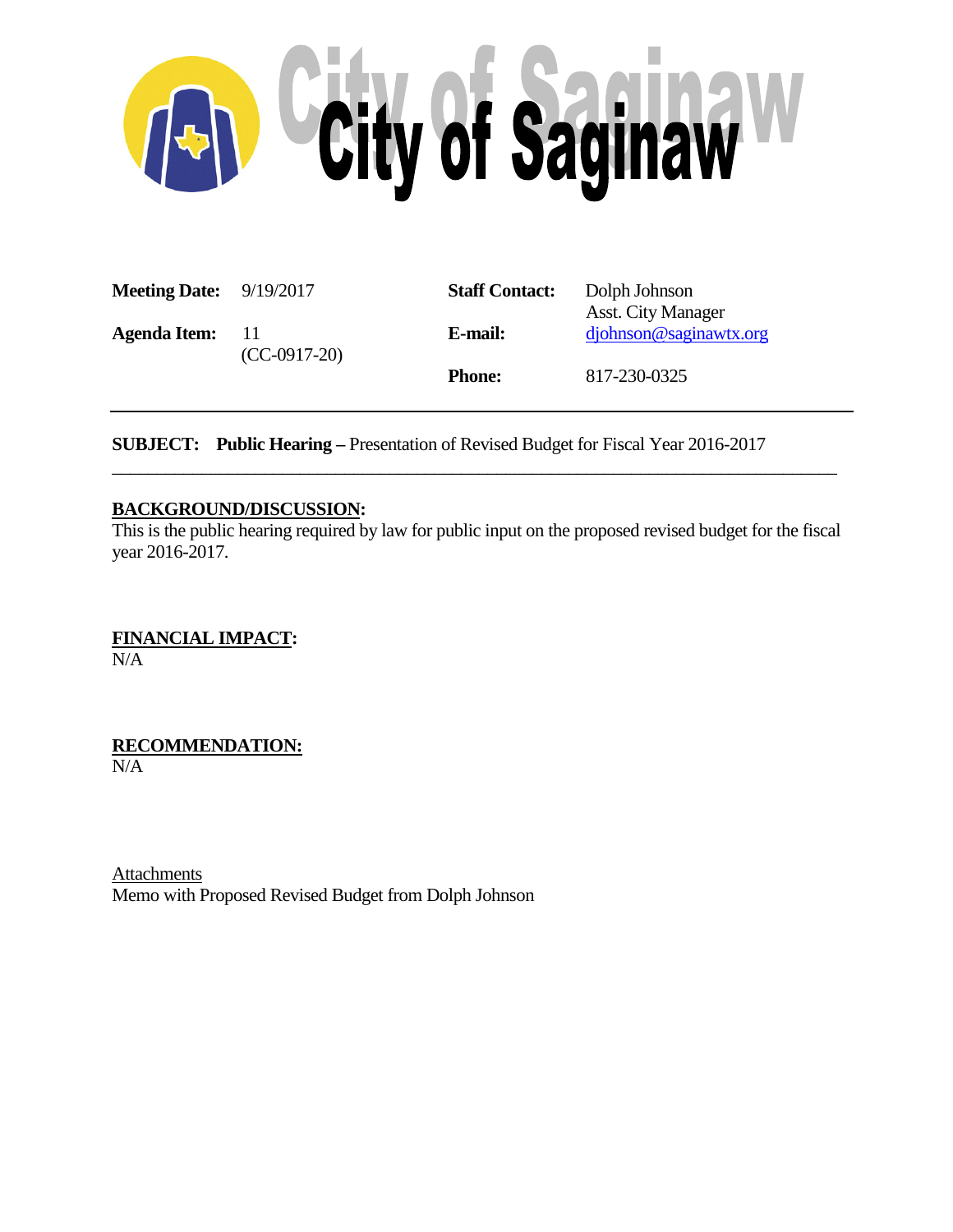# City of Saginaw

| | | | |
|---|---|---|---|
| **Meeting Date:** | 9/19/2017 | **Staff Contact:** | Dolph Johnson<br>Asst. City Manager |
| **Agenda Item:** | 11<br>(CC-0917-20) | **E-mail:** | djohnson@saginawtx.org |
| | | **Phone:** | 817-230-0325 |

---

**SUBJECT:** **Public Hearing –** Presentation of Revised Budget for Fiscal Year 2016-2017

---

**BACKGROUND/DISCUSSION:**

This is the public hearing required by law for public input on the proposed revised budget for the fiscal year 2016-2017.

**FINANCIAL IMPACT:**

N/A

**RECOMMENDATION:**

N/A

Attachments

Memo with Proposed Revised Budget from Dolph Johnson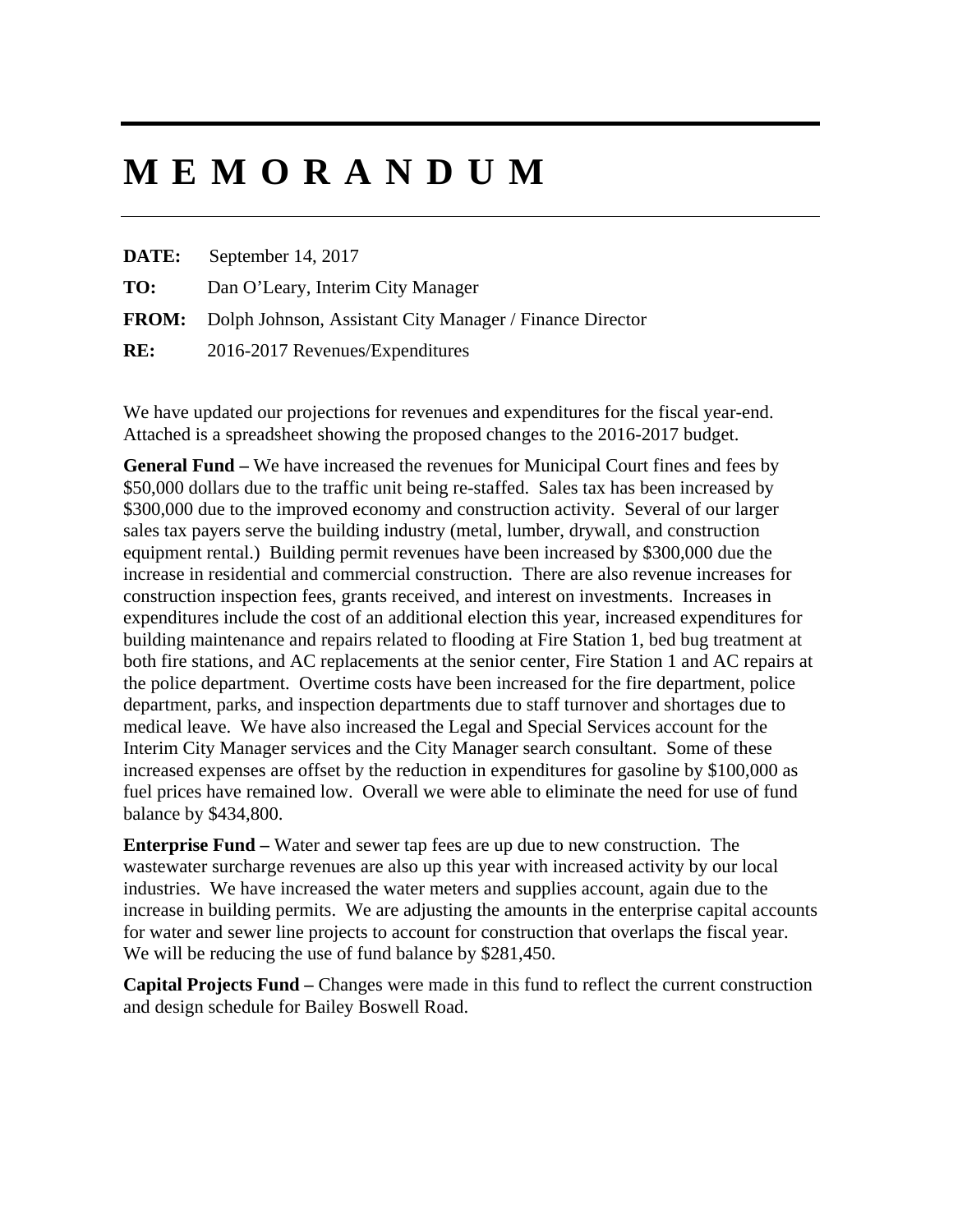# M E M O R A N D U M

**DATE:** September 14, 2017

**TO:** Dan O'Leary, Interim City Manager

**FROM:** Dolph Johnson, Assistant City Manager / Finance Director

**RE:** 2016-2017 Revenues/Expenditures

We have updated our projections for revenues and expenditures for the fiscal year-end. Attached is a spreadsheet showing the proposed changes to the 2016-2017 budget.

**General Fund –** We have increased the revenues for Municipal Court fines and fees by $50,000 dollars due to the traffic unit being re-staffed. Sales tax has been increased by $300,000 due to the improved economy and construction activity. Several of our larger sales tax payers serve the building industry (metal, lumber, drywall, and construction equipment rental.) Building permit revenues have been increased by $300,000 due the increase in residential and commercial construction. There are also revenue increases for construction inspection fees, grants received, and interest on investments. Increases in expenditures include the cost of an additional election this year, increased expenditures for building maintenance and repairs related to flooding at Fire Station 1, bed bug treatment at both fire stations, and AC replacements at the senior center, Fire Station 1 and AC repairs at the police department. Overtime costs have been increased for the fire department, police department, parks, and inspection departments due to staff turnover and shortages due to medical leave. We have also increased the Legal and Special Services account for the Interim City Manager services and the City Manager search consultant. Some of these increased expenses are offset by the reduction in expenditures for gasoline by $100,000 as fuel prices have remained low. Overall we were able to eliminate the need for use of fund balance by $434,800.

**Enterprise Fund –** Water and sewer tap fees are up due to new construction. The wastewater surcharge revenues are also up this year with increased activity by our local industries. We have increased the water meters and supplies account, again due to the increase in building permits. We are adjusting the amounts in the enterprise capital accounts for water and sewer line projects to account for construction that overlaps the fiscal year. We will be reducing the use of fund balance by $281,450.

**Capital Projects Fund –** Changes were made in this fund to reflect the current construction and design schedule for Bailey Boswell Road.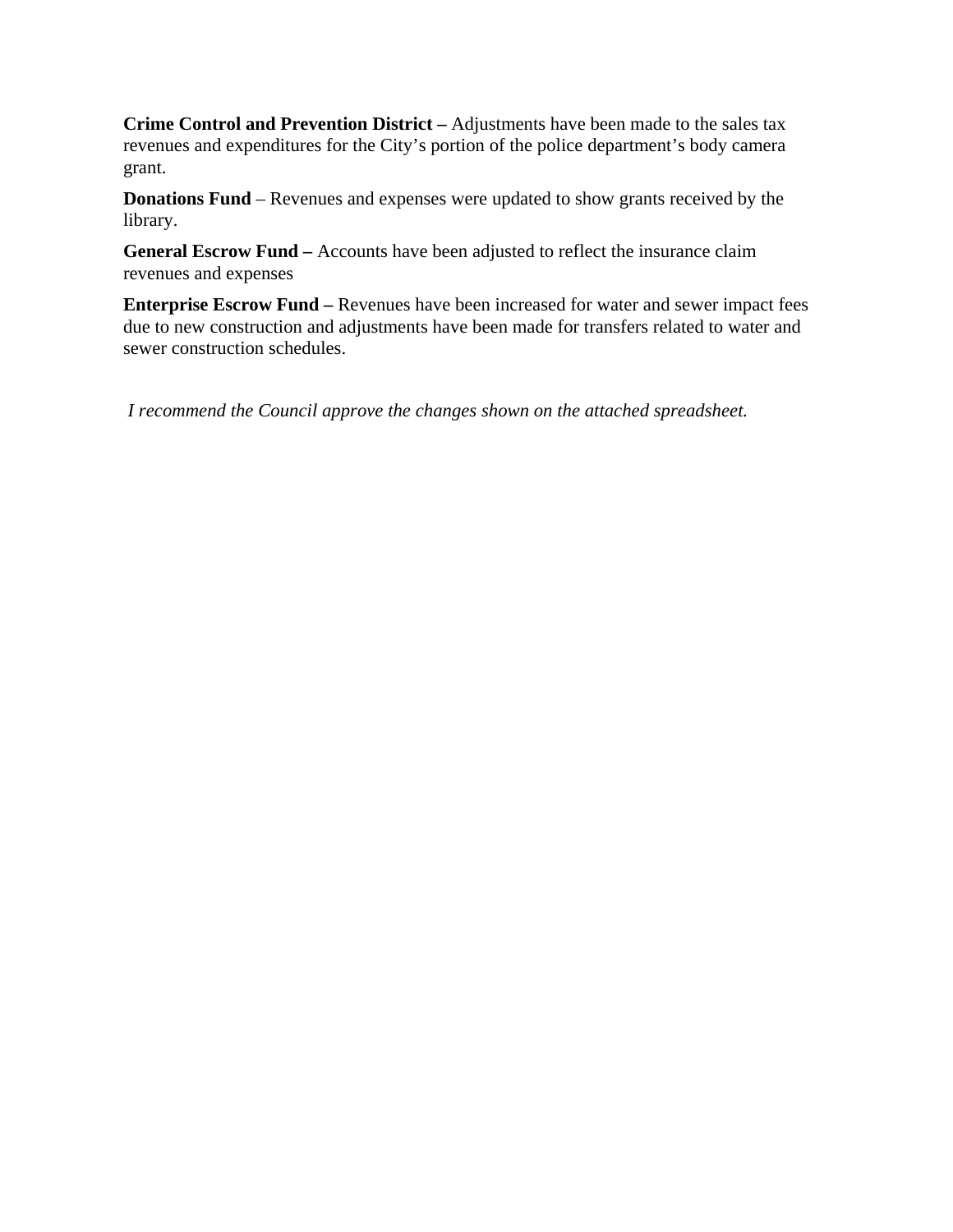**Crime Control and Prevention District –** Adjustments have been made to the sales tax revenues and expenditures for the City's portion of the police department's body camera grant.

**Donations Fund** – Revenues and expenses were updated to show grants received by the library.

**General Escrow Fund –** Accounts have been adjusted to reflect the insurance claim revenues and expenses

**Enterprise Escrow Fund –** Revenues have been increased for water and sewer impact fees due to new construction and adjustments have been made for transfers related to water and sewer construction schedules.

*I recommend the Council approve the changes shown on the attached spreadsheet.*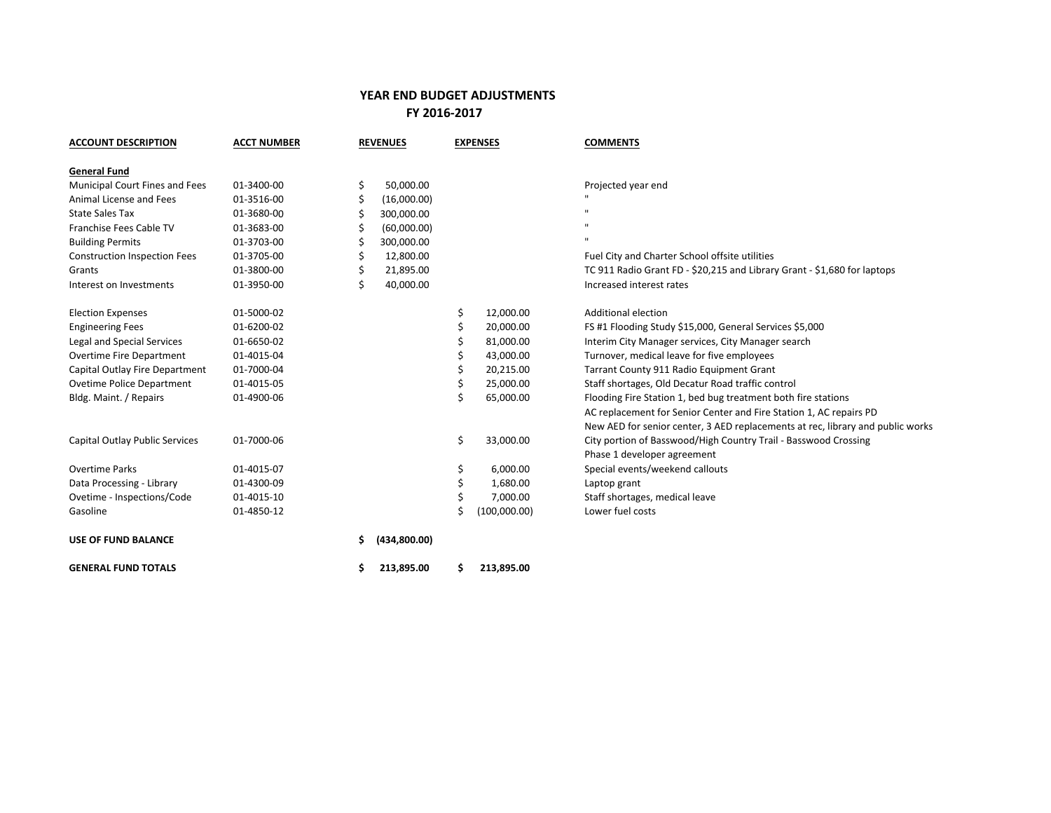# YEAR END BUDGET ADJUSTMENTS
## FY 2016-2017

| ACCOUNT DESCRIPTION | ACCT NUMBER | REVENUES | EXPENSES | COMMENTS |
|---|---|---|---|---|
| **General Fund** | | | | |
| Municipal Court Fines and Fees | 01-3400-00 | $ 50,000.00 | | Projected year end |
| Animal License and Fees | 01-3516-00 | $ (16,000.00) | | " |
| State Sales Tax | 01-3680-00 | $ 300,000.00 | | " |
| Franchise Fees Cable TV | 01-3683-00 | $ (60,000.00) | | " |
| Building Permits | 01-3703-00 | $ 300,000.00 | | " |
| Construction Inspection Fees | 01-3705-00 | $ 12,800.00 | | Fuel City and Charter School offsite utilities |
| Grants | 01-3800-00 | $ 21,895.00 | | TC 911 Radio Grant FD - $20,215 and Library Grant - $1,680 for laptops |
| Interest on Investments | 01-3950-00 | $ 40,000.00 | | Increased interest rates |
| | | | | |
| Election Expenses | 01-5000-02 | | $ 12,000.00 | Additional election |
| Engineering Fees | 01-6200-02 | | $ 20,000.00 | FS #1 Flooding Study $15,000, General Services $5,000 |
| Legal and Special Services | 01-6650-02 | | $ 81,000.00 | Interim City Manager services, City Manager search |
| Overtime Fire Department | 01-4015-04 | | $ 43,000.00 | Turnover, medical leave for five employees |
| Capital Outlay Fire Department | 01-7000-04 | | $ 20,215.00 | Tarrant County 911 Radio Equipment Grant |
| Ovetime Police Department | 01-4015-05 | | $ 25,000.00 | Staff shortages, Old Decatur Road traffic control |
| Bldg. Maint. / Repairs | 01-4900-06 | | $ 65,000.00 | Flooding Fire Station 1, bed bug treatment both fire stations AC replacement for Senior Center and Fire Station 1, AC repairs PD New AED for senior center, 3 AED replacements at rec, library and public works |
| Capital Outlay Public Services | 01-7000-06 | | $ 33,000.00 | City portion of Basswood/High Country Trail - Basswood Crossing Phase 1 developer agreement |
| Overtime Parks | 01-4015-07 | | $ 6,000.00 | Special events/weekend callouts |
| Data Processing - Library | 01-4300-09 | | $ 1,680.00 | Laptop grant |
| Ovetime - Inspections/Code | 01-4015-10 | | $ 7,000.00 | Staff shortages, medical leave |
| Gasoline | 01-4850-12 | | $ (100,000.00) | Lower fuel costs |
| | | | | |
| **USE OF FUND BALANCE** | | **$ (434,800.00)** | | |
| | | | | |
| **GENERAL FUND TOTALS** | | **$ 213,895.00** | **$ 213,895.00** | |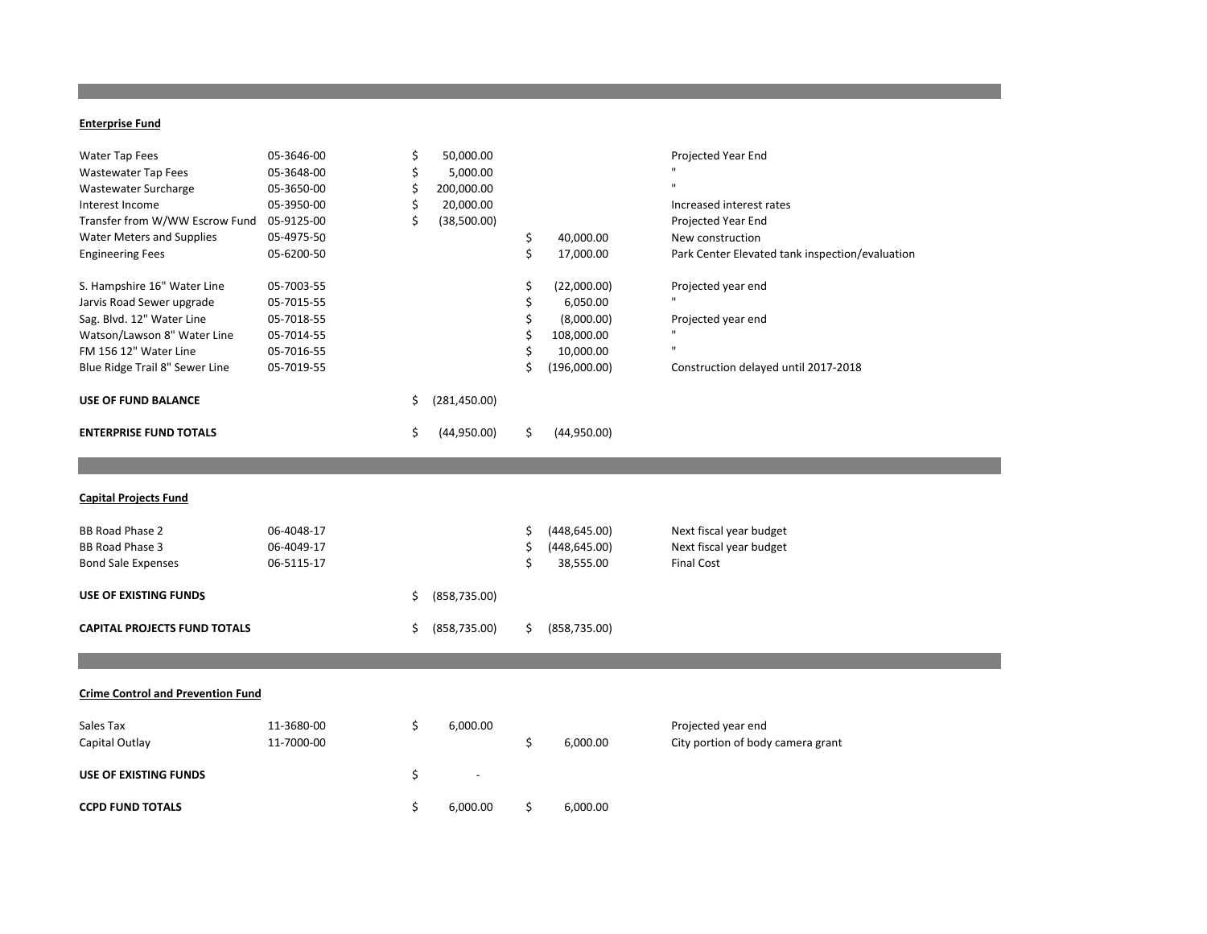## Enterprise Fund

| Item | Account | Revenue | Expenditure | Note |
|---|---|---|---|---|
| Water Tap Fees | 05-3646-00 | $ 50,000.00 | | Projected Year End |
| Wastewater Tap Fees | 05-3648-00 | $ 5,000.00 | | " |
| Wastewater Surcharge | 05-3650-00 | $ 200,000.00 | | " |
| Interest Income | 05-3950-00 | $ 20,000.00 | | Increased interest rates |
| Transfer from W/WW Escrow Fund | 05-9125-00 | $ (38,500.00) | | Projected Year End |
| Water Meters and Supplies | 05-4975-50 | | $ 40,000.00 | New construction |
| Engineering Fees | 05-6200-50 | | $ 17,000.00 | Park Center Elevated tank inspection/evaluation |
| S. Hampshire 16" Water Line | 05-7003-55 | | $ (22,000.00) | Projected year end |
| Jarvis Road Sewer upgrade | 05-7015-55 | | $ 6,050.00 | " |
| Sag. Blvd. 12" Water Line | 05-7018-55 | | $ (8,000.00) | Projected year end |
| Watson/Lawson 8" Water Line | 05-7014-55 | | $ 108,000.00 | " |
| FM 156 12" Water Line | 05-7016-55 | | $ 10,000.00 | " |
| Blue Ridge Trail 8" Sewer Line | 05-7019-55 | | $ (196,000.00) | Construction delayed until 2017-2018 |
| **USE OF FUND BALANCE** | | $ (281,450.00) | | |
| **ENTERPRISE FUND TOTALS** | | $ (44,950.00) | $ (44,950.00) | |

## Capital Projects Fund

| Item | Account | Revenue | Expenditure | Note |
|---|---|---|---|---|
| BB Road Phase 2 | 06-4048-17 | | $ (448,645.00) | Next fiscal year budget |
| BB Road Phase 3 | 06-4049-17 | | $ (448,645.00) | Next fiscal year budget |
| Bond Sale Expenses | 06-5115-17 | | $ 38,555.00 | Final Cost |
| **USE OF EXISTING FUNDS** | | $ (858,735.00) | | |
| **CAPITAL PROJECTS FUND TOTALS** | | $ (858,735.00) | $ (858,735.00) | |

## Crime Control and Prevention Fund

| Item | Account | Revenue | Expenditure | Note |
|---|---|---|---|---|
| Sales Tax | 11-3680-00 | $ 6,000.00 | | Projected year end |
| Capital Outlay | 11-7000-00 | | $ 6,000.00 | City portion of body camera grant |
| **USE OF EXISTING FUNDS** | | $ - | | |
| **CCPD FUND TOTALS** | | $ 6,000.00 | $ 6,000.00 | |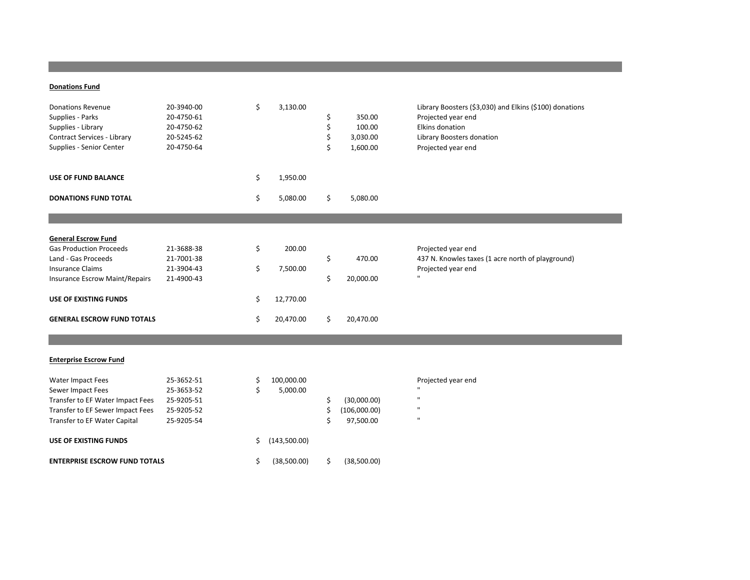**Donations Fund**

| | | | | |
|---|---|---|---|---|
| Donations Revenue | 20-3940-00 | $ 3,130.00 | | Library Boosters ($3,030) and Elkins ($100) donations |
| Supplies - Parks | 20-4750-61 | | $ 350.00 | Projected year end |
| Supplies - Library | 20-4750-62 | | $ 100.00 | Elkins donation |
| Contract Services - Library | 20-5245-62 | | $ 3,030.00 | Library Boosters donation |
| Supplies - Senior Center | 20-4750-64 | | $ 1,600.00 | Projected year end |
| **USE OF FUND BALANCE** | | $ 1,950.00 | | |
| **DONATIONS FUND TOTAL** | | $ 5,080.00 | $ 5,080.00 | |

**General Escrow Fund**

| | | | | |
|---|---|---|---|---|
| Gas Production Proceeds | 21-3688-38 | $ 200.00 | | Projected year end |
| Land - Gas Proceeds | 21-7001-38 | | $ 470.00 | 437 N. Knowles taxes (1 acre north of playground) |
| Insurance Claims | 21-3904-43 | $ 7,500.00 | | Projected year end |
| Insurance Escrow Maint/Repairs | 21-4900-43 | | $ 20,000.00 | " |
| **USE OF EXISTING FUNDS** | | $ 12,770.00 | | |
| **GENERAL ESCROW FUND TOTALS** | | $ 20,470.00 | $ 20,470.00 | |

**Enterprise Escrow Fund**

| | | | | |
|---|---|---|---|---|
| Water Impact Fees | 25-3652-51 | $ 100,000.00 | | Projected year end |
| Sewer Impact Fees | 25-3653-52 | $ 5,000.00 | | " |
| Transfer to EF Water Impact Fees | 25-9205-51 | | $ (30,000.00) | " |
| Transfer to EF Sewer Impact Fees | 25-9205-52 | | $ (106,000.00) | " |
| Transfer to EF Water Capital | 25-9205-54 | | $ 97,500.00 | " |
| **USE OF EXISTING FUNDS** | | $ (143,500.00) | | |
| **ENTERPRISE ESCROW FUND TOTALS** | | $ (38,500.00) | $ (38,500.00) | |